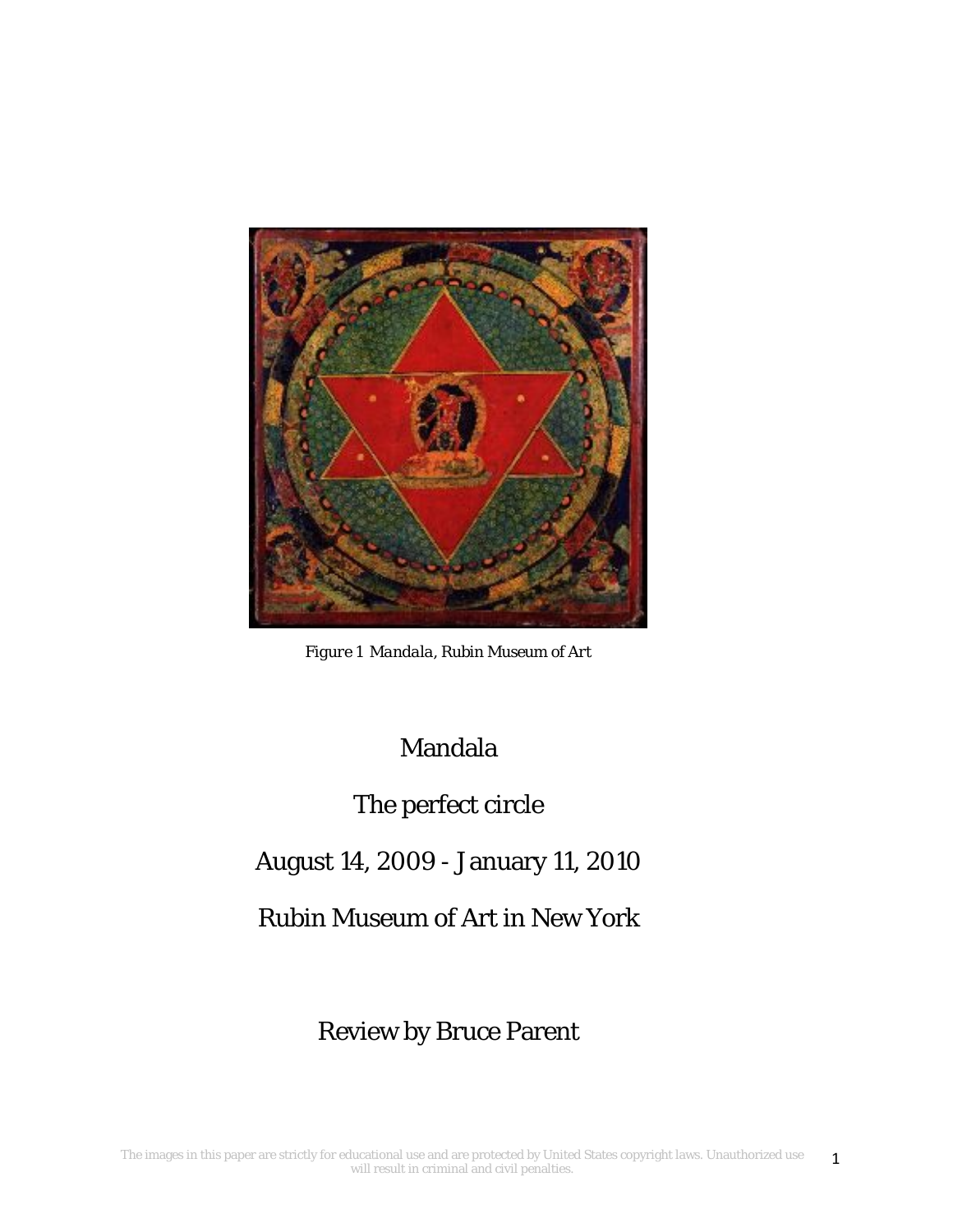*Figure 1 Mandala, Rubin Museum of Art*

# Mandala

## The perfect circle

August 14, 2009 - January 11, 2010

Rubin Museum of Art in New York

Review by Bruce Parent

The images in this paper are strictly for educational use and are protected by United States copyright laws. Unauthorized use will result in criminal and civil penalties.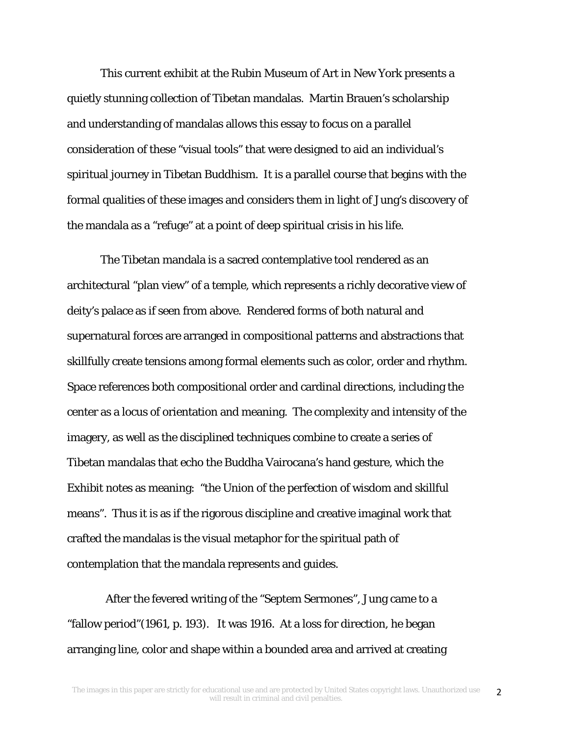This current exhibit at the Rubin Museum of Art in New York presents a quietly stunning collection of Tibetan mandalas. Martin Brauen's scholarship and understanding of mandalas allows this essay to focus on a parallel consideration of these "visual tools" that were designed to aid an individual's spiritual journey in Tibetan Buddhism. It is a parallel course that begins with the formal qualities of these images and considers them in light of Jung's discovery of the mandala as a "refuge" at a point of deep spiritual crisis in his life.

The Tibetan mandala is a sacred contemplative tool rendered as an architectural "plan view" of a temple, which represents a richly decorative view of deity's palace as if seen from above. Rendered forms of both natural and supernatural forces are arranged in compositional patterns and abstractions that skillfully create tensions among formal elements such as color, order and rhythm. Space references both compositional order and cardinal directions, including the center as a locus of orientation and meaning. The complexity and intensity of the imagery, as well as the disciplined techniques combine to create a series of Tibetan mandalas that echo the Buddha Vairocana's hand gesture, which the Exhibit notes as meaning: "the Union of the perfection of wisdom and skillful means". Thus it is as if the rigorous discipline and creative imaginal work that crafted the mandalas is the visual metaphor for the spiritual path of contemplation that the mandala represents and guides.

After the fevered writing of the "Septem Sermones", Jung came to a "fallow period"(1961, p. 193). It was 1916. At a loss for direction, he began arranging line, color and shape within a bounded area and arrived at creating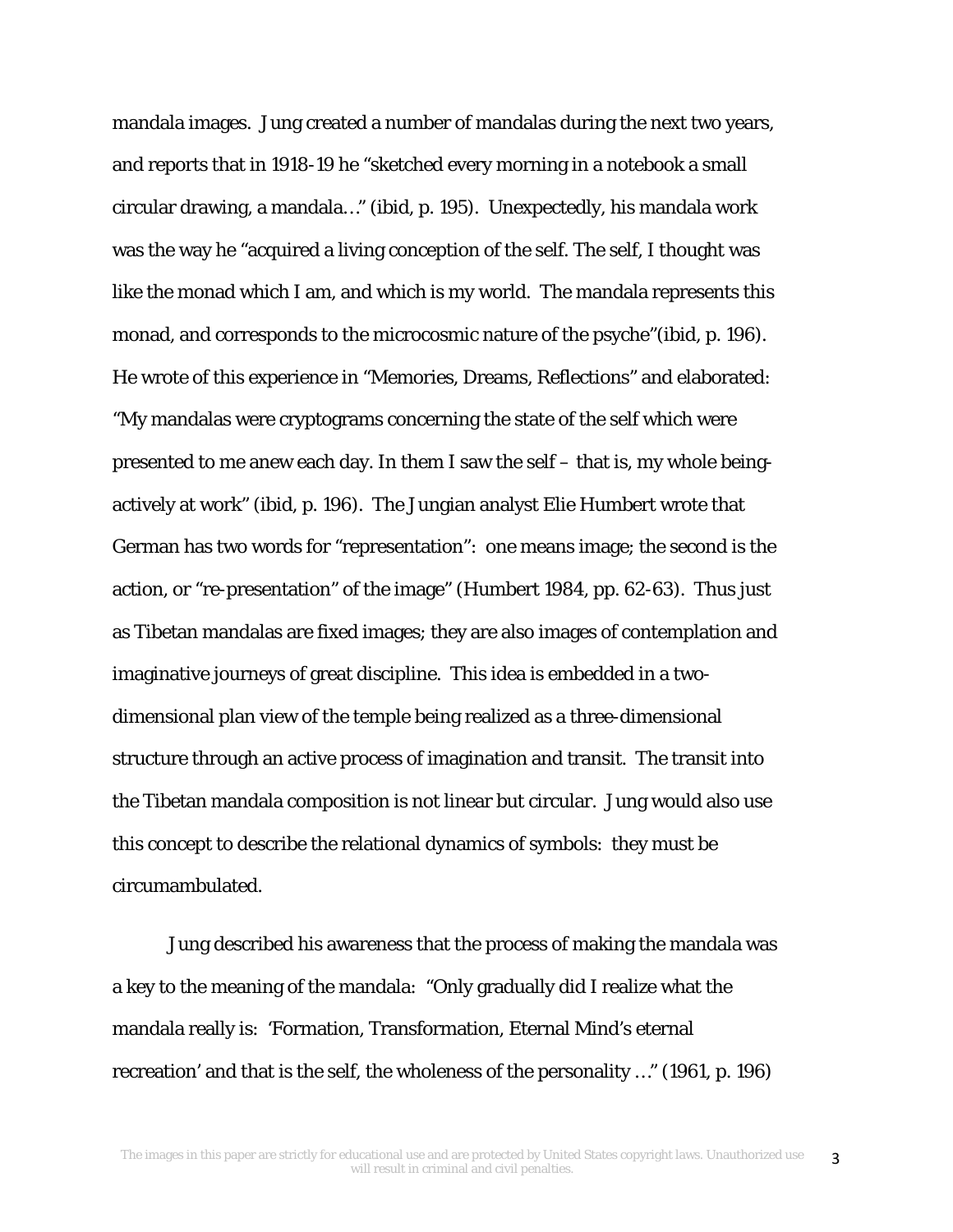mandala images. Jung created a number of mandalas during the next two years, and reports that in 1918-19 he "sketched every morning in a notebook a small circular drawing, a mandala…" (ibid, p. 195). Unexpectedly, his mandala work was the way he "acquired a living conception of the self. The self, I thought was like the monad which I am, and which is my world. The mandala represents this monad, and corresponds to the microcosmic nature of the psyche"(ibid, p. 196). He wrote of this experience in "Memories, Dreams, Reflections" and elaborated: "My mandalas were cryptograms concerning the state of the self which were presented to me anew each day. In them I saw the self – that is, my whole being-actively at work" (ibid, p. 196). The Jungian analyst Elie Humbert wrote that German has two words for "representation": one means image; the second is the action, or "re-presentation" of the image" (Humbert 1984, pp. 62-63). Thus just as Tibetan mandalas are fixed images; they are also images of contemplation and imaginative journeys of great discipline. This idea is embedded in a two-dimensional plan view of the temple being realized as a three-dimensional structure through an active process of imagination and transit. The transit into the Tibetan mandala composition is not linear but circular. Jung would also use this concept to describe the relational dynamics of symbols: they must be circumambulated.

Jung described his awareness that the process of making the mandala was a key to the meaning of the mandala: "Only gradually did I realize what the mandala really is: 'Formation, Transformation, Eternal Mind's eternal recreation' and that is the self, the wholeness of the personality …" (1961, p. 196)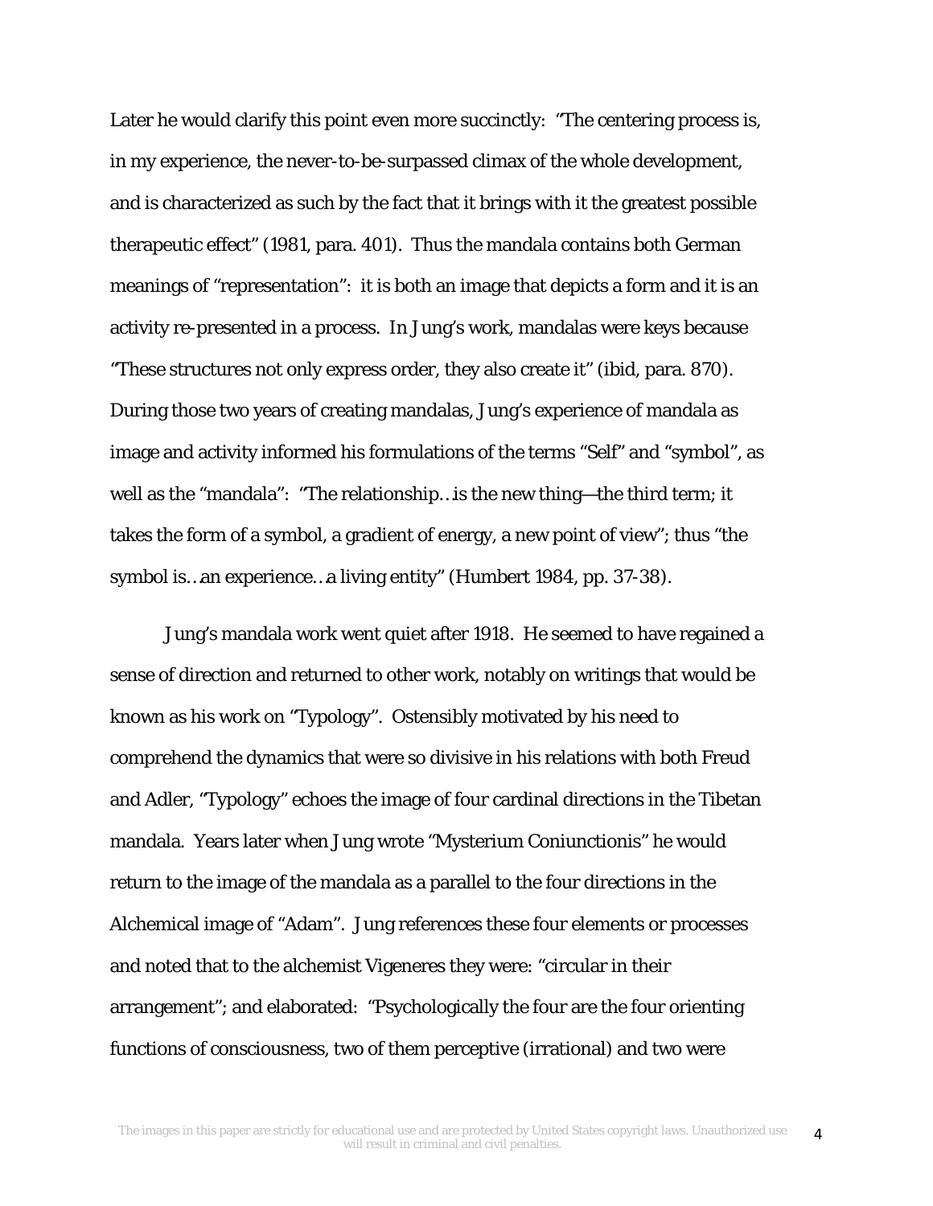Later he would clarify this point even more succinctly: "The centering process is, in my experience, the never-to-be-surpassed climax of the whole development, and is characterized as such by the fact that it brings with it the greatest possible therapeutic effect" (1981, para. 401). Thus the mandala contains both German meanings of "representation": it is both an image that depicts a form and it is an activity re-presented in a process. In Jung's work, mandalas were keys because "These structures not only express order, they also create it" (ibid, para. 870). During those two years of creating mandalas, Jung's experience of mandala as image and activity informed his formulations of the terms "Self" and "symbol", as well as the "mandala": "The relationship…is the new thing—the third term; it takes the form of a symbol, a gradient of energy, a new point of view"; thus "the symbol is…an experience…a living entity" (Humbert 1984, pp. 37-38).

Jung's mandala work went quiet after 1918. He seemed to have regained a sense of direction and returned to other work, notably on writings that would be known as his work on "Typology". Ostensibly motivated by his need to comprehend the dynamics that were so divisive in his relations with both Freud and Adler, "Typology" echoes the image of four cardinal directions in the Tibetan mandala. Years later when Jung wrote "Mysterium Coniunctionis" he would return to the image of the mandala as a parallel to the four directions in the Alchemical image of "Adam". Jung references these four elements or processes and noted that to the alchemist Vigeneres they were: "circular in their arrangement"; and elaborated: "Psychologically the four are the four orienting functions of consciousness, two of them perceptive (irrational) and two were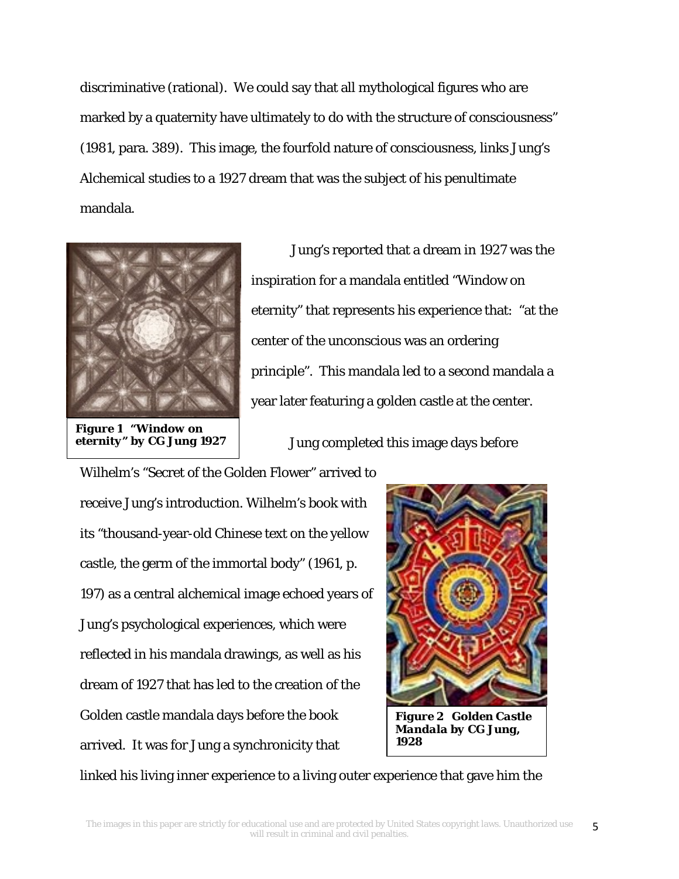discriminative (rational). We could say that all mythological figures who are marked by a quaternity have ultimately to do with the structure of consciousness" (1981, para. 389). This image, the fourfold nature of consciousness, links Jung's Alchemical studies to a 1927 dream that was the subject of his penultimate mandala.

***Figure 1 "Window on eternity" by CG Jung 1927***

Jung's reported that a dream in 1927 was the inspiration for a mandala entitled "Window on eternity" that represents his experience that: "at the center of the unconscious was an ordering principle". This mandala led to a second mandala a year later featuring a golden castle at the center.

Jung completed this image days before Wilhelm's "Secret of the Golden Flower" arrived to receive Jung's introduction. Wilhelm's book with its "thousand-year-old Chinese text on the yellow castle, the germ of the immortal body" (1961, p. 197) as a central alchemical image echoed years of Jung's psychological experiences, which were reflected in his mandala drawings, as well as his dream of 1927 that has led to the creation of the Golden castle mandala days before the book arrived. It was for Jung a synchronicity that linked his living inner experience to a living outer experience that gave him the

***Figure 2 Golden Castle Mandala by CG Jung, 1928***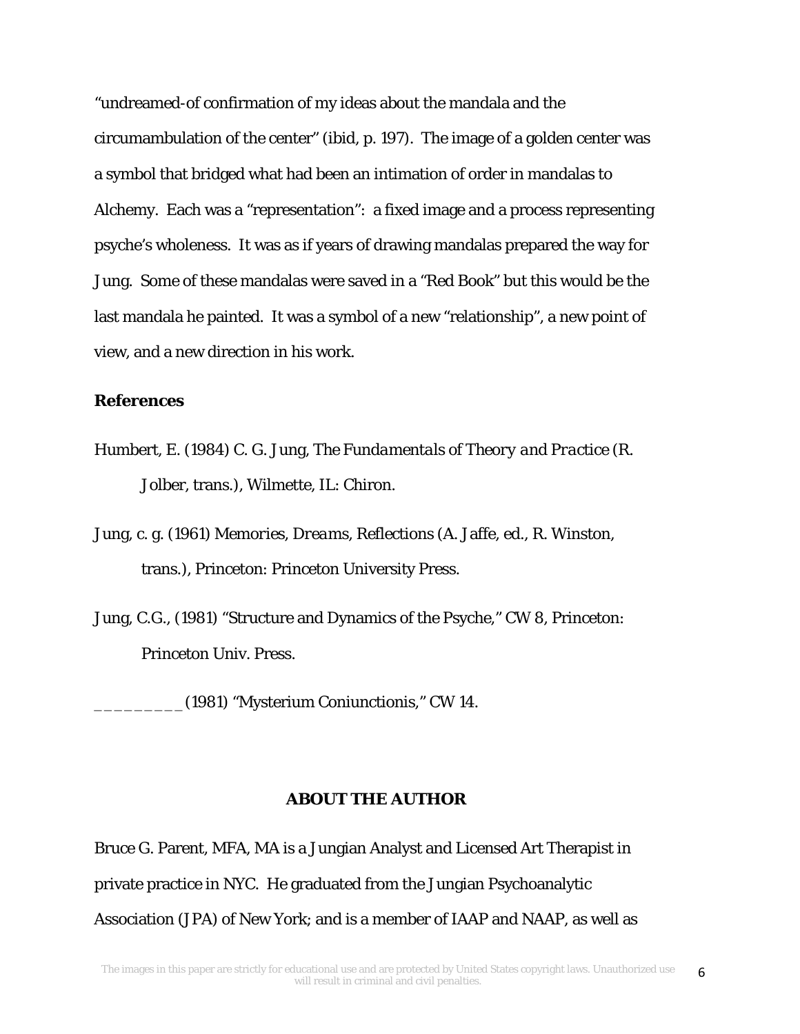"undreamed-of confirmation of my ideas about the mandala and the circumambulation of the center" (ibid, p. 197). The image of a golden center was a symbol that bridged what had been an intimation of order in mandalas to Alchemy. Each was a "representation": a fixed image and a process representing psyche's wholeness. It was as if years of drawing mandalas prepared the way for Jung. Some of these mandalas were saved in a "Red Book" but this would be the last mandala he painted. It was a symbol of a new "relationship", a new point of view, and a new direction in his work.

**References**

Humbert, E. (1984) C. G. Jung, *The Fundamentals of Theory and Practice* (R. Jolber, trans.), Wilmette, IL: Chiron.

Jung, c. g. (1961) *Memories, Dreams,* Reflections (A. Jaffe, ed., R. Winston, trans.), Princeton: Princeton University Press.

Jung, C.G., (1981) "Structure and Dynamics of the Psyche," CW 8, Princeton: Princeton Univ. Press.

_________ (1981) "Mysterium Coniunctionis," CW 14.

**ABOUT THE AUTHOR**

Bruce G. Parent, MFA, MA is a Jungian Analyst and Licensed Art Therapist in private practice in NYC. He graduated from the Jungian Psychoanalytic Association (JPA) of New York; and is a member of IAAP and NAAP, as well as

The images in this paper are strictly for educational use and are protected by United States copyright laws. Unauthorized use will result in criminal and civil penalties.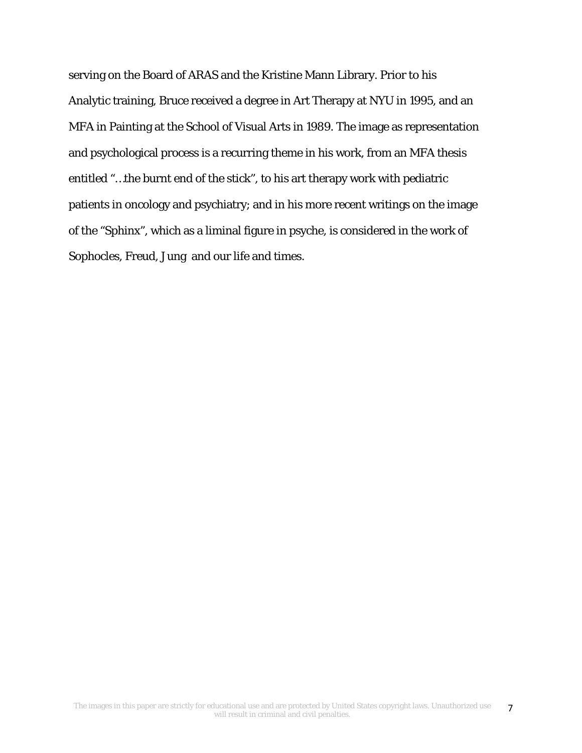serving on the Board of ARAS and the Kristine Mann Library. Prior to his Analytic training, Bruce received a degree in Art Therapy at NYU in 1995, and an MFA in Painting at the School of Visual Arts in 1989. The image as representation and psychological process is a recurring theme in his work, from an MFA thesis entitled "…the burnt end of the stick", to his art therapy work with pediatric patients in oncology and psychiatry; and in his more recent writings on the image of the "Sphinx", which as a liminal figure in psyche, is considered in the work of Sophocles, Freud, Jung and our life and times.